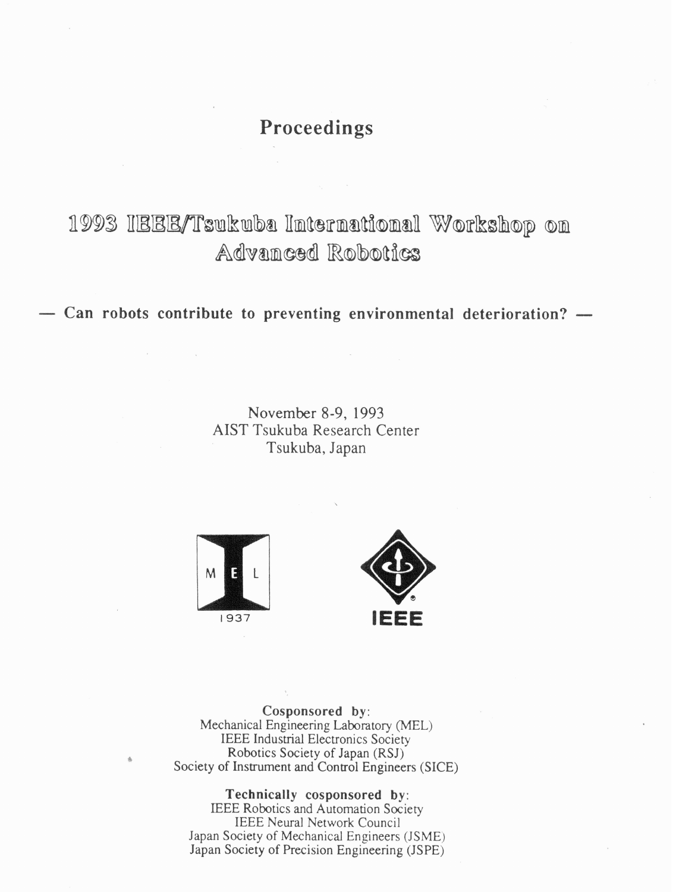# Proceedings

# 1993 IEEE/Tsukuba International Workshop on Advanced Robotics

**— Can robots contribute to preventing environmental deterioration? —**

November 8-9, 1993
AIST Tsukuba Research Center
Tsukuba, Japan

M E L
1937

IEEE

**Cosponsored by:**
Mechanical Engineering Laboratory (MEL)
IEEE Industrial Electronics Society
Robotics Society of Japan (RSJ)
Society of Instrument and Control Engineers (SICE)

**Technically cosponsored by:**
IEEE Robotics and Automation Society
IEEE Neural Network Council
Japan Society of Mechanical Engineers (JSME)
Japan Society of Precision Engineering (JSPE)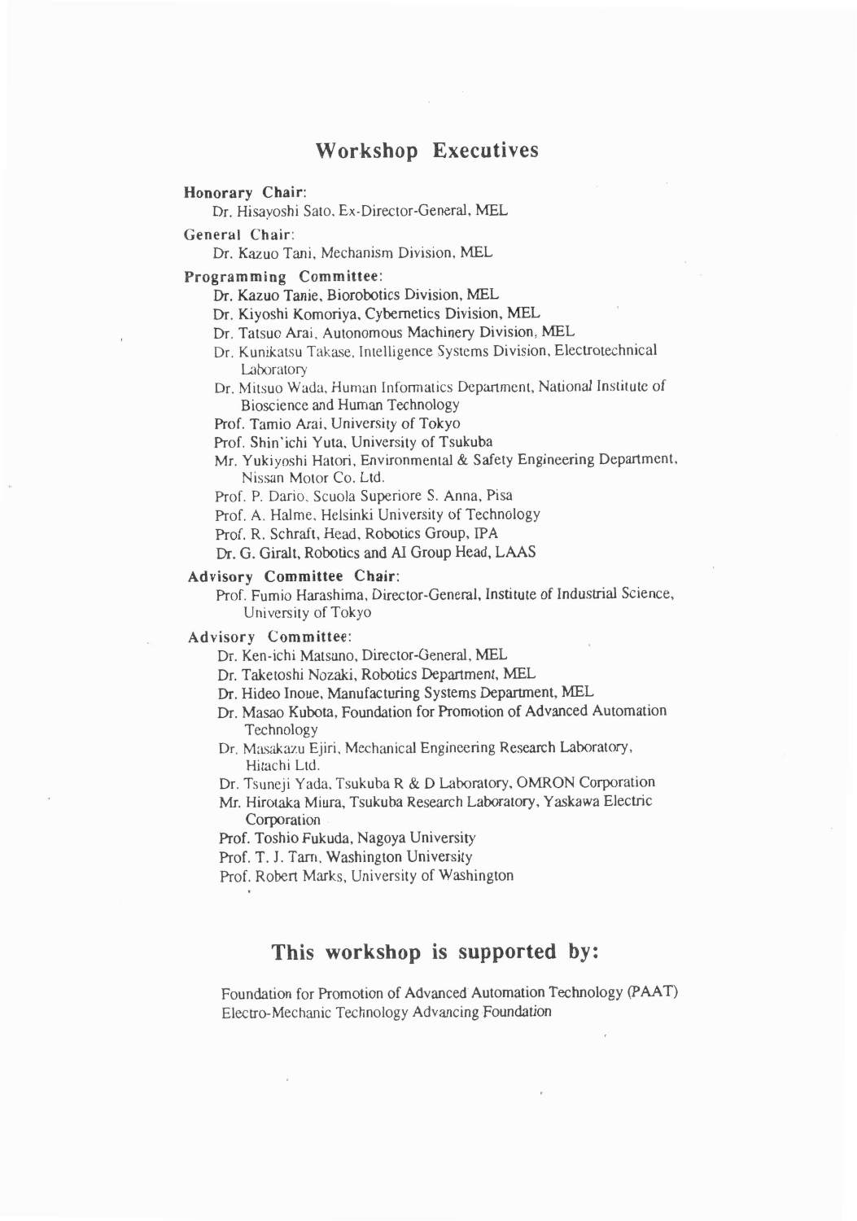# Workshop Executives

**Honorary Chair:**

Dr. Hisayoshi Sato, Ex-Director-General, MEL

**General Chair:**

Dr. Kazuo Tani, Mechanism Division, MEL

**Programming Committee:**

- Dr. Kazuo Tanie, Biorobotics Division, MEL
- Dr. Kiyoshi Komoriya, Cybernetics Division, MEL
- Dr. Tatsuo Arai, Autonomous Machinery Division, MEL
- Dr. Kunikatsu Takase, Intelligence Systems Division, Electrotechnical Laboratory
- Dr. Mitsuo Wada, Human Informatics Department, National Institute of Bioscience and Human Technology
- Prof. Tamio Arai, University of Tokyo
- Prof. Shin'ichi Yuta, University of Tsukuba
- Mr. Yukiyoshi Hatori, Environmental & Safety Engineering Department, Nissan Motor Co. Ltd.
- Prof. P. Dario, Scuola Superiore S. Anna, Pisa
- Prof. A. Halme, Helsinki University of Technology
- Prof. R. Schraft, Head, Robotics Group, IPA
- Dr. G. Giralt, Robotics and AI Group Head, LAAS

**Advisory Committee Chair:**

Prof. Fumio Harashima, Director-General, Institute of Industrial Science, University of Tokyo

**Advisory Committee:**

- Dr. Ken-ichi Matsuno, Director-General, MEL
- Dr. Taketoshi Nozaki, Robotics Department, MEL
- Dr. Hideo Inoue, Manufacturing Systems Department, MEL
- Dr. Masao Kubota, Foundation for Promotion of Advanced Automation Technology
- Dr. Masakazu Ejiri, Mechanical Engineering Research Laboratory, Hitachi Ltd.
- Dr. Tsuneji Yada, Tsukuba R & D Laboratory, OMRON Corporation
- Mr. Hirotaka Miura, Tsukuba Research Laboratory, Yaskawa Electric Corporation
- Prof. Toshio Fukuda, Nagoya University
- Prof. T. J. Tarn, Washington University
- Prof. Robert Marks, University of Washington

## This workshop is supported by:

Foundation for Promotion of Advanced Automation Technology (PAAT)
Electro-Mechanic Technology Advancing Foundation